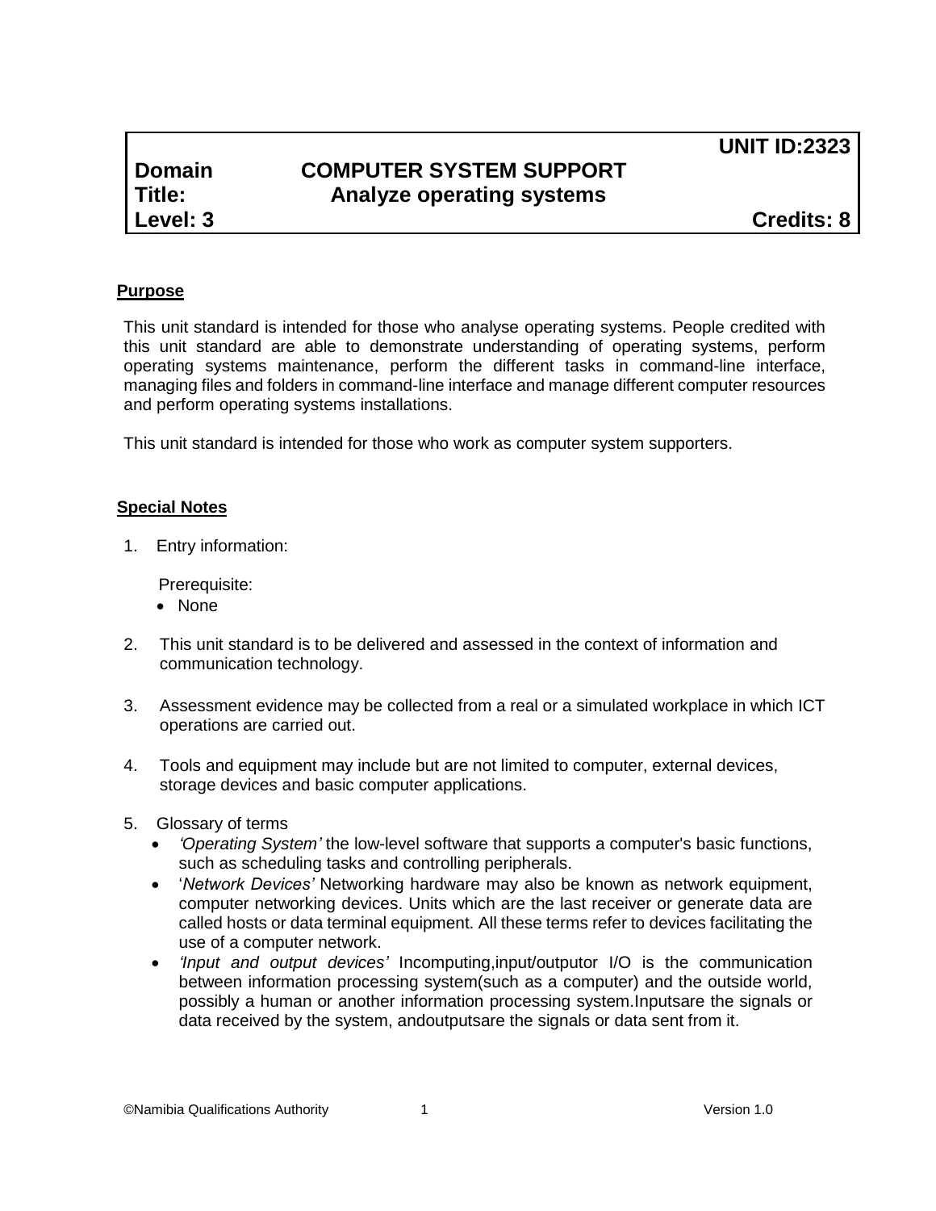**UNIT ID:2323**

**Domain** **COMPUTER SYSTEM SUPPORT**
**Title:** **Analyze operating systems**
**Level: 3** **Credits: 8**

## Purpose

This unit standard is intended for those who analyse operating systems. People credited with this unit standard are able to demonstrate understanding of operating systems, perform operating systems maintenance, perform the different tasks in command-line interface, managing files and folders in command-line interface and manage different computer resources and perform operating systems installations.

This unit standard is intended for those who work as computer system supporters.

## Special Notes

1. Entry information:

   Prerequisite:
   - None

2. This unit standard is to be delivered and assessed in the context of information and communication technology.

3. Assessment evidence may be collected from a real or a simulated workplace in which ICT operations are carried out.

4. Tools and equipment may include but are not limited to computer, external devices, storage devices and basic computer applications.

5. Glossary of terms
   - *'Operating System'* the low-level software that supports a computer's basic functions, such as scheduling tasks and controlling peripherals.
   - '*Network Devices'* Networking hardware may also be known as network equipment, computer networking devices. Units which are the last receiver or generate data are called hosts or data terminal equipment. All these terms refer to devices facilitating the use of a computer network.
   - *'Input and output devices'* Incomputing,input/outputor I/O is the communication between information processing system(such as a computer) and the outside world, possibly a human or another information processing system.Inputsare the signals or data received by the system, andoutputsare the signals or data sent from it.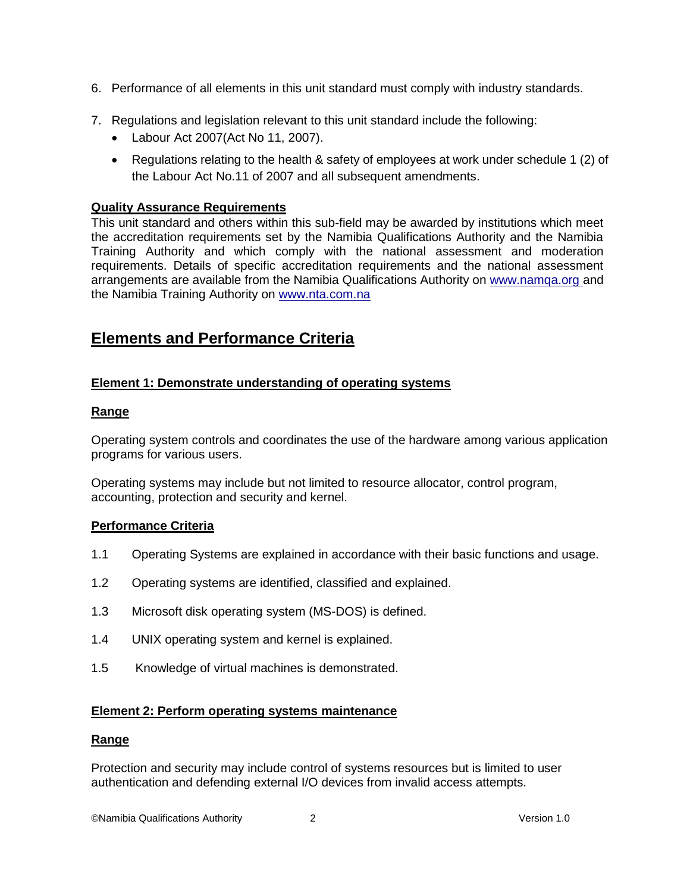6. Performance of all elements in this unit standard must comply with industry standards.

7. Regulations and legislation relevant to this unit standard include the following:
   - Labour Act 2007(Act No 11, 2007).
   - Regulations relating to the health & safety of employees at work under schedule 1 (2) of the Labour Act No.11 of 2007 and all subsequent amendments.

**Quality Assurance Requirements**

This unit standard and others within this sub-field may be awarded by institutions which meet the accreditation requirements set by the Namibia Qualifications Authority and the Namibia Training Authority and which comply with the national assessment and moderation requirements. Details of specific accreditation requirements and the national assessment arrangements are available from the Namibia Qualifications Authority on www.namqa.org and the Namibia Training Authority on www.nta.com.na

## Elements and Performance Criteria

### Element 1: Demonstrate understanding of operating systems

**Range**

Operating system controls and coordinates the use of the hardware among various application programs for various users.

Operating systems may include but not limited to resource allocator, control program, accounting, protection and security and kernel.

**Performance Criteria**

1.1 Operating Systems are explained in accordance with their basic functions and usage.

1.2 Operating systems are identified, classified and explained.

1.3 Microsoft disk operating system (MS-DOS) is defined.

1.4 UNIX operating system and kernel is explained.

1.5 Knowledge of virtual machines is demonstrated.

### Element 2: Perform operating systems maintenance

**Range**

Protection and security may include control of systems resources but is limited to user authentication and defending external I/O devices from invalid access attempts.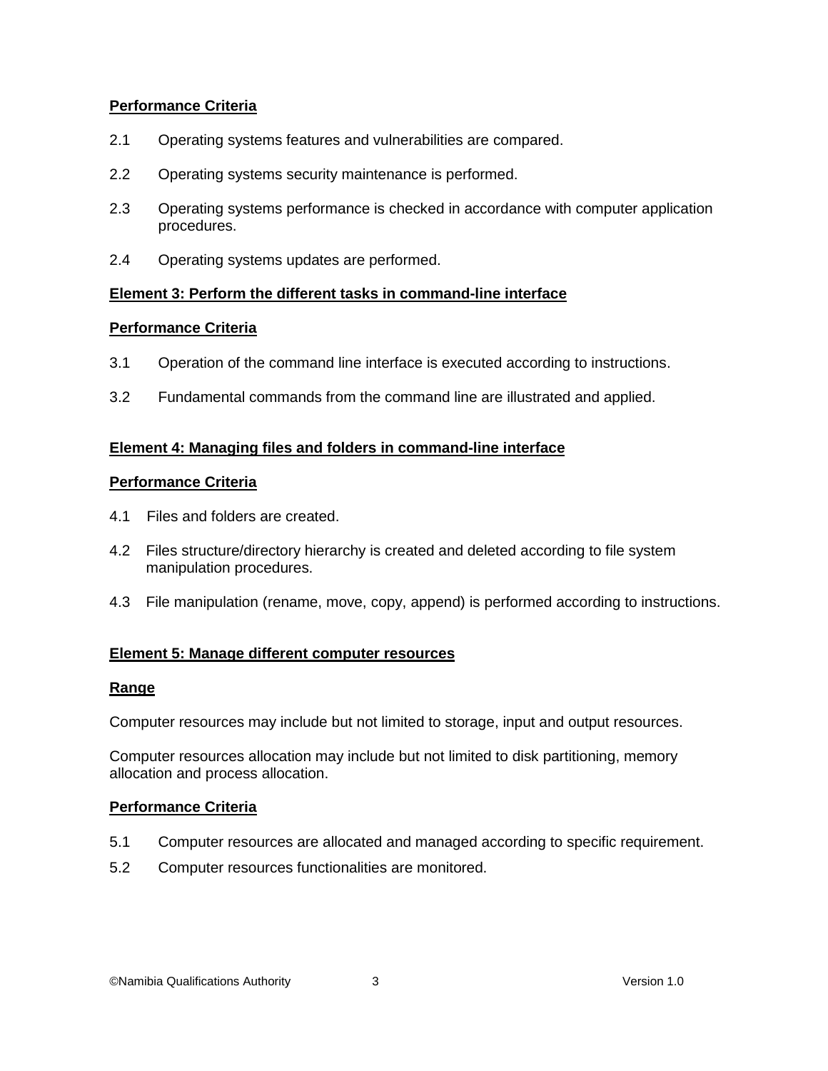**Performance Criteria**

2.1 Operating systems features and vulnerabilities are compared.

2.2 Operating systems security maintenance is performed.

2.3 Operating systems performance is checked in accordance with computer application procedures.

2.4 Operating systems updates are performed.

**Element 3: Perform the different tasks in command-line interface**

**Performance Criteria**

3.1 Operation of the command line interface is executed according to instructions.

3.2 Fundamental commands from the command line are illustrated and applied.

**Element 4: Managing files and folders in command-line interface**

**Performance Criteria**

4.1 Files and folders are created.

4.2 Files structure/directory hierarchy is created and deleted according to file system manipulation procedures.

4.3 File manipulation (rename, move, copy, append) is performed according to instructions.

**Element 5: Manage different computer resources**

**Range**

Computer resources may include but not limited to storage, input and output resources.

Computer resources allocation may include but not limited to disk partitioning, memory allocation and process allocation.

**Performance Criteria**

5.1 Computer resources are allocated and managed according to specific requirement.

5.2 Computer resources functionalities are monitored.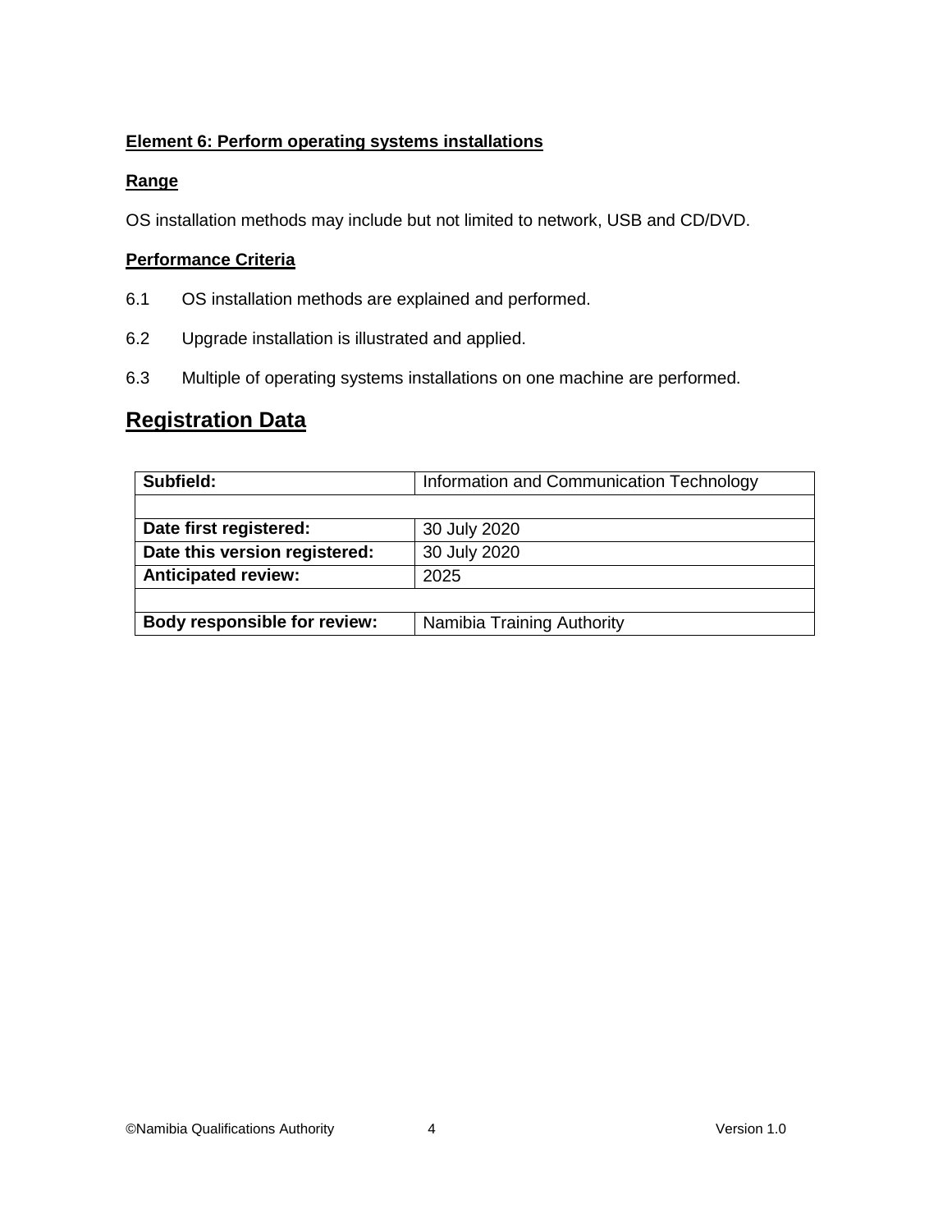**Element 6: Perform operating systems installations**

**Range**

OS installation methods may include but not limited to network, USB and CD/DVD.

**Performance Criteria**

6.1 OS installation methods are explained and performed.

6.2 Upgrade installation is illustrated and applied.

6.3 Multiple of operating systems installations on one machine are performed.

## Registration Data

| | |
|---|---|
| **Subfield:** | Information and Communication Technology |
| | |
| **Date first registered:** | 30 July 2020 |
| **Date this version registered:** | 30 July 2020 |
| **Anticipated review:** | 2025 |
| | |
| **Body responsible for review:** | Namibia Training Authority |